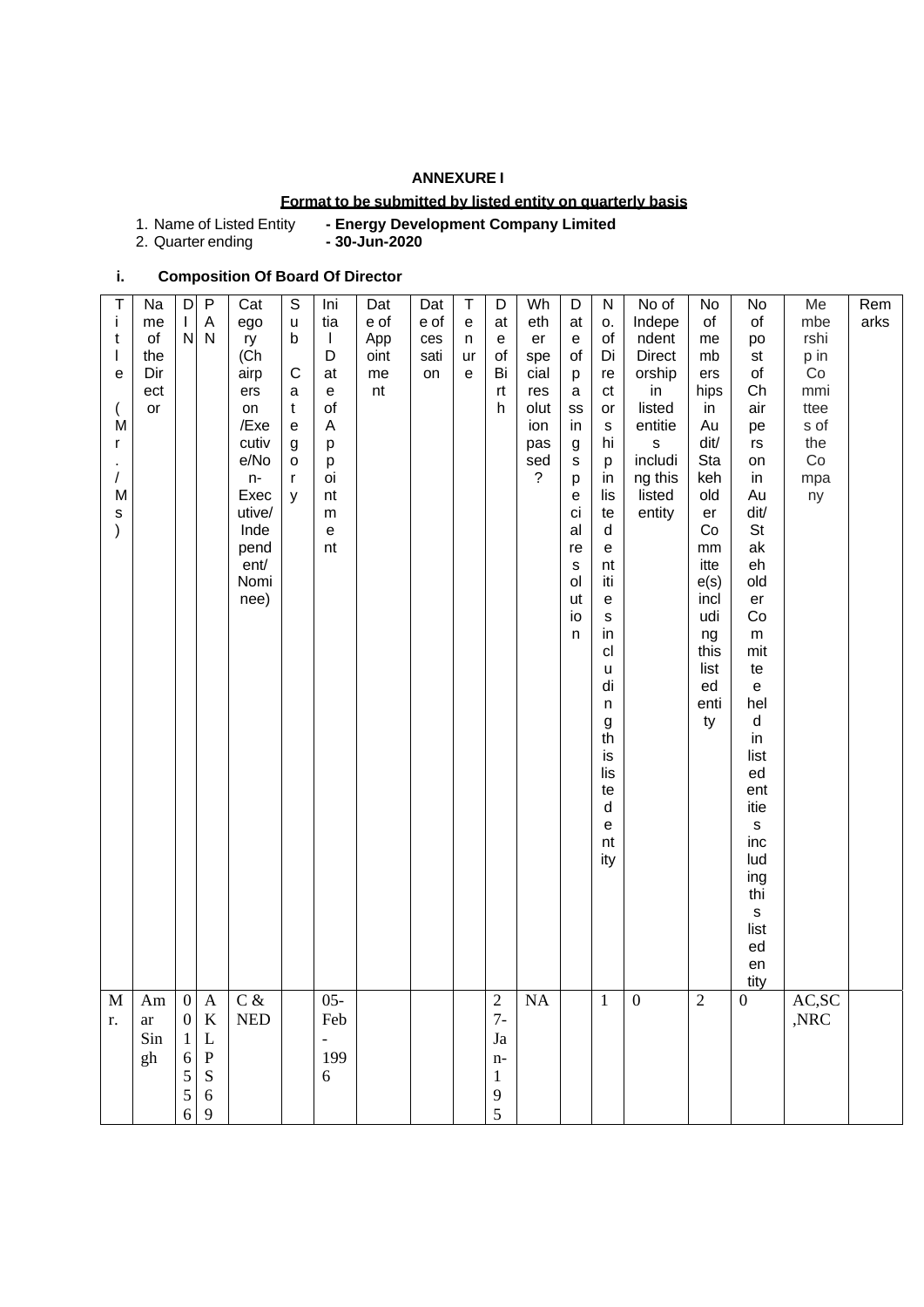**ANNEXURE I**

**Format to be submitted by listed entity on quarterly basis**

1. Name of Listed Entity - **Energy Development Company Limited**
2. Quarter ending - **30-Jun-2020**

**i. Composition Of Board Of Director**

| Title (Mr./Ms) | Name of the Director | DIN | PAN | Category (Chairperson/Executive/Non-Executive/Independent/Nominee) | Sub Category | Initial Date of Appointment | Date of Appointment | Date of cessation | Tenure | Date of Birth | Whether special resolution passed? | Date of passing special resolution | No. of Directorships in listed entities including this listed entity | No of Independent Directorship in listed entities including this listed entity | No of members hips in Audit/Stakeholder Committee(s) including this listed entity | No of post of Chairperson in Audit/Stakeholder Committee held in listed entities including this listed entity | Membership in Committees of the Company | Remarks |
|---|---|---|---|---|---|---|---|---|---|---|---|---|---|---|---|---|---|---|
| Mr. | Amar Singh | 00165566 | AKLPS69 | C & NED | | 05-Feb-1996 | | | | 27-Jan-195 | NA | | 1 | 0 | 2 | 0 | AC,SC,NRC | |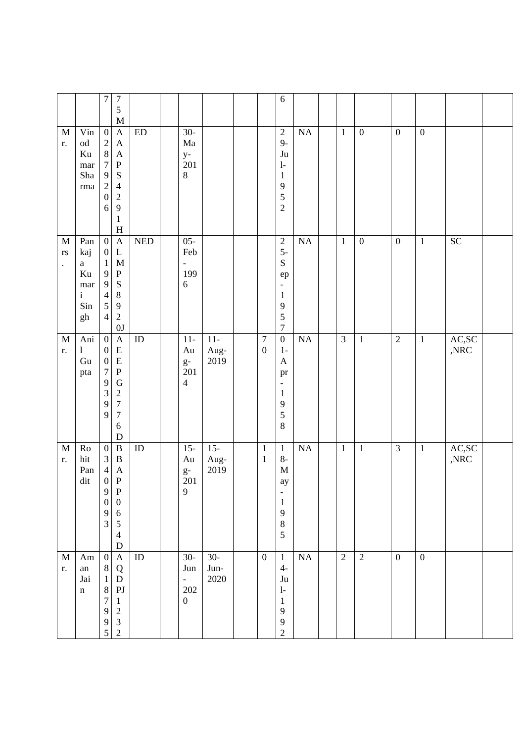| | | | | | | | | | | | | | | | | | | |
|---|---|---|---|---|---|---|---|---|---|---|---|---|---|---|---|---|---|---|
| | | 7 | 75M | | | | | | | 6 | | | | | | | | |
| Mr. | Vinod Kumar Sharma | 02879206 | AAAPS4291H | ED | | 30-May-2018 | | | | 29-Jul-1952 | NA | | 1 | 0 | 0 | 0 | | |
| Mrs. | Pankaja Kumari Singh | 00199454 | ALMPS8920J | NED | | 05-Feb-1996 | | | | 25-Sep-1957 | NA | | 1 | 0 | 0 | 1 | SC | |
| Mr. | Anil Gupta | 00079399 | AEEPG2776D | ID | | 11-Aug-2014 | 11-Aug-2019 | | 70 | 01-Apr-1958 | NA | | 3 | 1 | 2 | 1 | AC,SC,NRC | |
| Mr. | Rohit Pandit | 03409093 | BBAPP0654D | ID | | 15-Aug-2019 | 15-Aug-2019 | | 11 | 18-May-1985 | NA | | 1 | 1 | 3 | 1 | AC,SC,NRC | |
| Mr. | Aman Jain | 08187995 | AQDPJ1232 | ID | | 30-Jun-2020 | 30-Jun-2020 | | 0 | 14-Jul-1992 | NA | | 2 | 2 | 0 | 0 | | |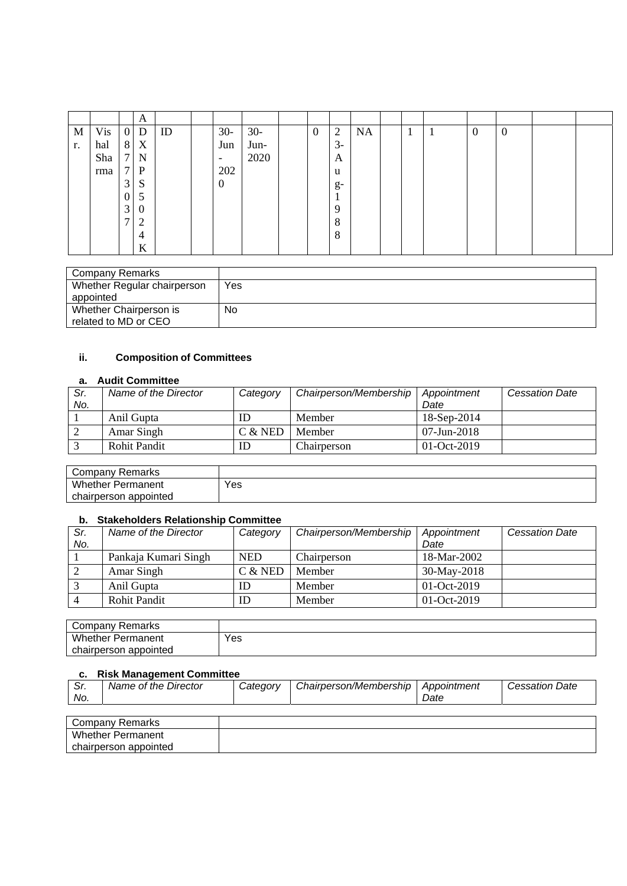| | | | | | | | | | | | | | | | | | | |
|---|---|---|---|---|---|---|---|---|---|---|---|---|---|---|---|---|---|---|
| | | | A | | | | | | | | | | | | | | | |
| Mr. | Vishal Sharma | 08773037 | DXNPS5024K | ID | | 30-Jun-2020 | 30-Jun-2020 | | 0 | 23-Aug-1988 | NA | | 1 | 1 | 0 | 0 | | |

| Company Remarks | |
|---|---|
| Whether Regular chairperson appointed | Yes |
| Whether Chairperson is related to MD or CEO | No |

### ii. Composition of Committees

#### a. Audit Committee

| *Sr. No.* | *Name of the Director* | *Category* | *Chairperson/Membership* | *Appointment Date* | *Cessation Date* |
|---|---|---|---|---|---|
| 1 | Anil Gupta | ID | Member | 18-Sep-2014 | |
| 2 | Amar Singh | C & NED | Member | 07-Jun-2018 | |
| 3 | Rohit Pandit | ID | Chairperson | 01-Oct-2019 | |

| Company Remarks | |
|---|---|
| Whether Permanent chairperson appointed | Yes |

#### b. Stakeholders Relationship Committee

| *Sr. No.* | *Name of the Director* | *Category* | *Chairperson/Membership* | *Appointment Date* | *Cessation Date* |
|---|---|---|---|---|---|
| 1 | Pankaja Kumari Singh | NED | Chairperson | 18-Mar-2002 | |
| 2 | Amar Singh | C & NED | Member | 30-May-2018 | |
| 3 | Anil Gupta | ID | Member | 01-Oct-2019 | |
| 4 | Rohit Pandit | ID | Member | 01-Oct-2019 | |

| Company Remarks | |
|---|---|
| Whether Permanent chairperson appointed | Yes |

#### c. Risk Management Committee

| *Sr. No.* | *Name of the Director* | *Category* | *Chairperson/Membership* | *Appointment Date* | *Cessation Date* |
|---|---|---|---|---|---|

| Company Remarks | |
|---|---|
| Whether Permanent chairperson appointed | |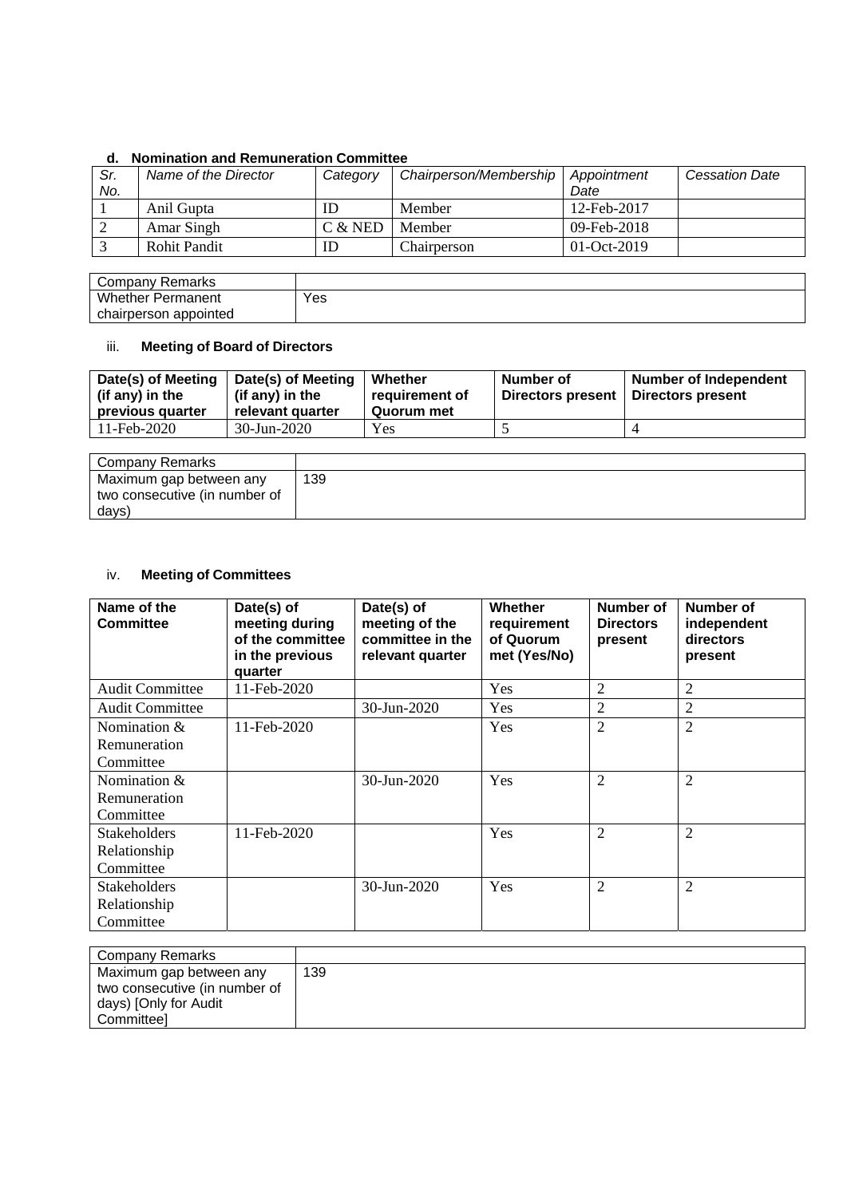#### d. Nomination and Remuneration Committee

| Sr. No. | Name of the Director | Category | Chairperson/Membership | Appointment Date | Cessation Date |
|---|---|---|---|---|---|
| 1 | Anil Gupta | ID | Member | 12-Feb-2017 | |
| 2 | Amar Singh | C & NED | Member | 09-Feb-2018 | |
| 3 | Rohit Pandit | ID | Chairperson | 01-Oct-2019 | |

| Company Remarks | |
|---|---|
| Whether Permanent chairperson appointed | Yes |

### iii. Meeting of Board of Directors

| Date(s) of Meeting (if any) in the previous quarter | Date(s) of Meeting (if any) in the relevant quarter | Whether requirement of Quorum met | Number of Directors present | Number of Independent Directors present |
|---|---|---|---|---|
| 11-Feb-2020 | 30-Jun-2020 | Yes | 5 | 4 |

| Company Remarks | |
|---|---|
| Maximum gap between any two consecutive (in number of days) | 139 |

### iv. Meeting of Committees

| Name of the Committee | Date(s) of meeting during of the committee in the previous quarter | Date(s) of meeting of the committee in the relevant quarter | Whether requirement of Quorum met (Yes/No) | Number of Directors present | Number of independent directors present |
|---|---|---|---|---|---|
| Audit Committee | 11-Feb-2020 | | Yes | 2 | 2 |
| Audit Committee | | 30-Jun-2020 | Yes | 2 | 2 |
| Nomination & Remuneration Committee | 11-Feb-2020 | | Yes | 2 | 2 |
| Nomination & Remuneration Committee | | 30-Jun-2020 | Yes | 2 | 2 |
| Stakeholders Relationship Committee | 11-Feb-2020 | | Yes | 2 | 2 |
| Stakeholders Relationship Committee | | 30-Jun-2020 | Yes | 2 | 2 |

| Company Remarks | |
|---|---|
| Maximum gap between any two consecutive (in number of days) [Only for Audit Committee] | 139 |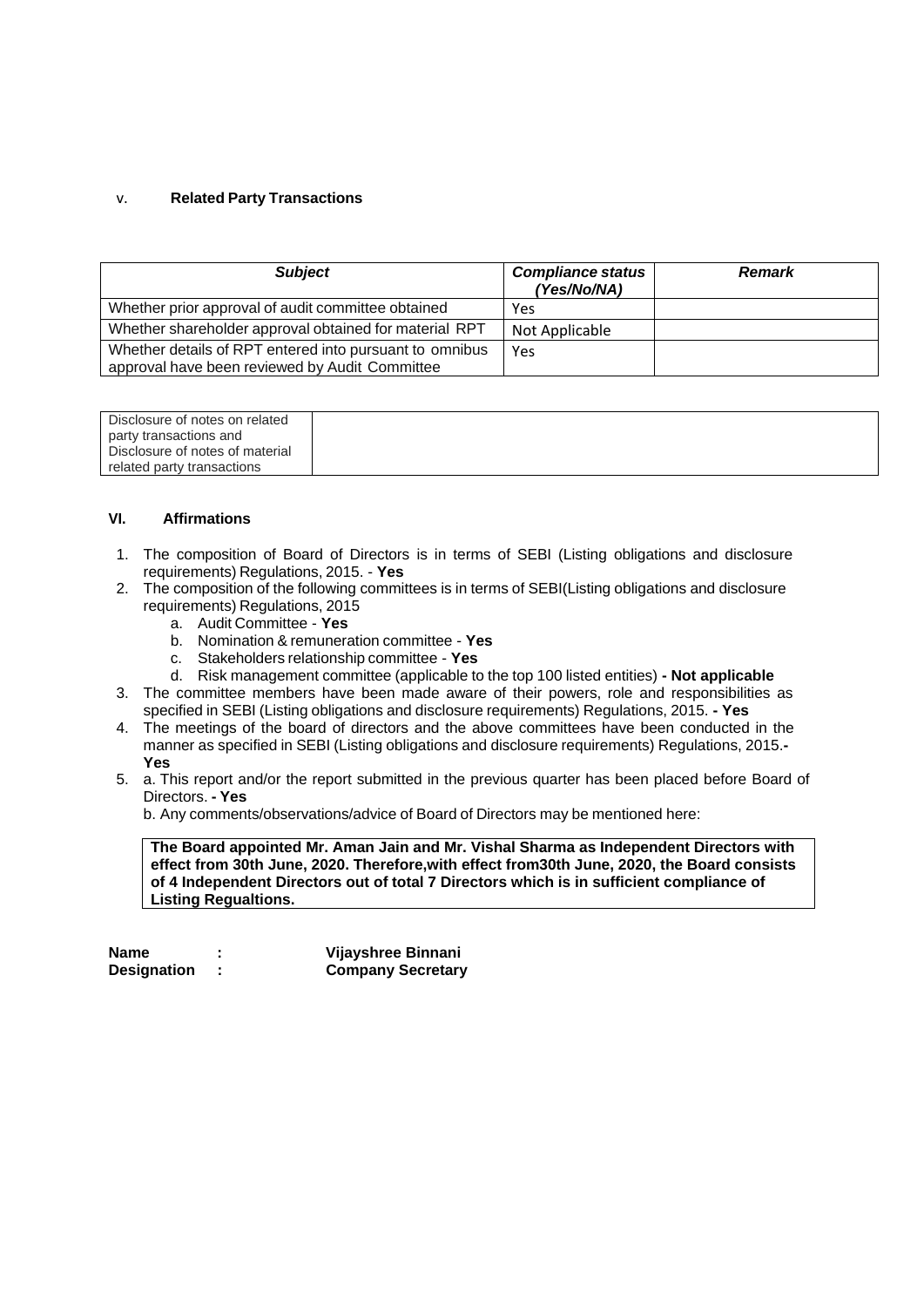v. **Related Party Transactions**

| *Subject* | *Compliance status (Yes/No/NA)* | *Remark* |
|---|---|---|
| Whether prior approval of audit committee obtained | Yes | |
| Whether shareholder approval obtained for material RPT | Not Applicable | |
| Whether details of RPT entered into pursuant to omnibus approval have been reviewed by Audit Committee | Yes | |

| | |
|---|---|
| Disclosure of notes on related party transactions and Disclosure of notes of material related party transactions | |

**VI. Affirmations**

1. The composition of Board of Directors is in terms of SEBI (Listing obligations and disclosure requirements) Regulations, 2015. - **Yes**
2. The composition of the following committees is in terms of SEBI(Listing obligations and disclosure requirements) Regulations, 2015
   a. Audit Committee - **Yes**
   b. Nomination & remuneration committee - **Yes**
   c. Stakeholders relationship committee - **Yes**
   d. Risk management committee (applicable to the top 100 listed entities) **- Not applicable**
3. The committee members have been made aware of their powers, role and responsibilities as specified in SEBI (Listing obligations and disclosure requirements) Regulations, 2015. **- Yes**
4. The meetings of the board of directors and the above committees have been conducted in the manner as specified in SEBI (Listing obligations and disclosure requirements) Regulations, 2015.**- Yes**
5. a. This report and/or the report submitted in the previous quarter has been placed before Board of Directors. **- Yes**

   b. Any comments/observations/advice of Board of Directors may be mentioned here:

   **The Board appointed Mr. Aman Jain and Mr. Vishal Sharma as Independent Directors with effect from 30th June, 2020. Therefore,with effect from30th June, 2020, the Board consists of 4 Independent Directors out of total 7 Directors which is in sufficient compliance of Listing Regualtions.**

**Name : Vijayshree Binnani**
**Designation : Company Secretary**